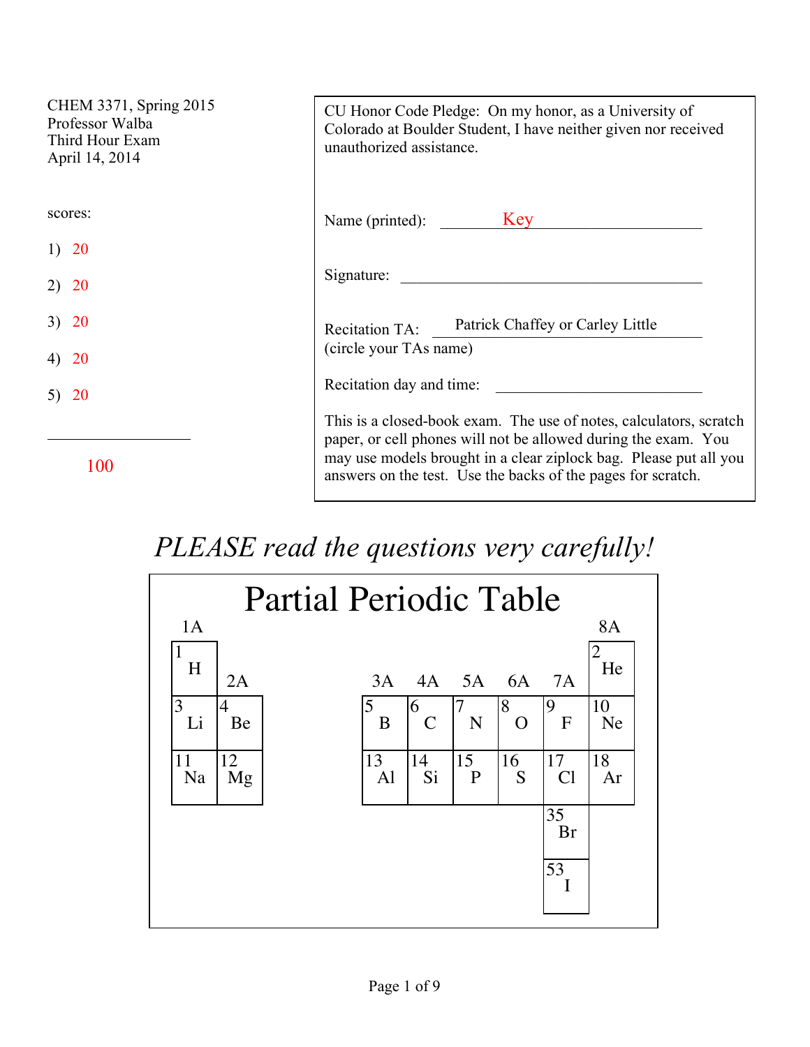CHEM 3371, Spring 2015
Professor Walba
Third Hour Exam
April 14, 2014

scores:

1) 20

2) 20

3) 20

4) 20

5) 20

______________

100

CU Honor Code Pledge: On my honor, as a University of Colorado at Boulder Student, I have neither given nor received unauthorized assistance.

Name (printed): Key

Signature: ______________________________

Recitation TA: Patrick Chaffey or Carley Little
(circle your TAs name)

Recitation day and time: ____________________

This is a closed-book exam. The use of notes, calculators, scratch paper, or cell phones will not be allowed during the exam. You may use models brought in a clear ziplock bag. Please put all you answers on the test. Use the backs of the pages for scratch.

*PLEASE read the questions very carefully!*

# Partial Periodic Table

| 1A | 2A | 3A | 4A | 5A | 6A | 7A | 8A |
|---|---|---|---|---|---|---|---|
| 1 H | | | | | | | 2 He |
| 3 Li | 4 Be | 5 B | 6 C | 7 N | 8 O | 9 F | 10 Ne |
| 11 Na | 12 Mg | 13 Al | 14 Si | 15 P | 16 S | 17 Cl | 18 Ar |
| | | | | | | 35 Br | |
| | | | | | | 53 I | |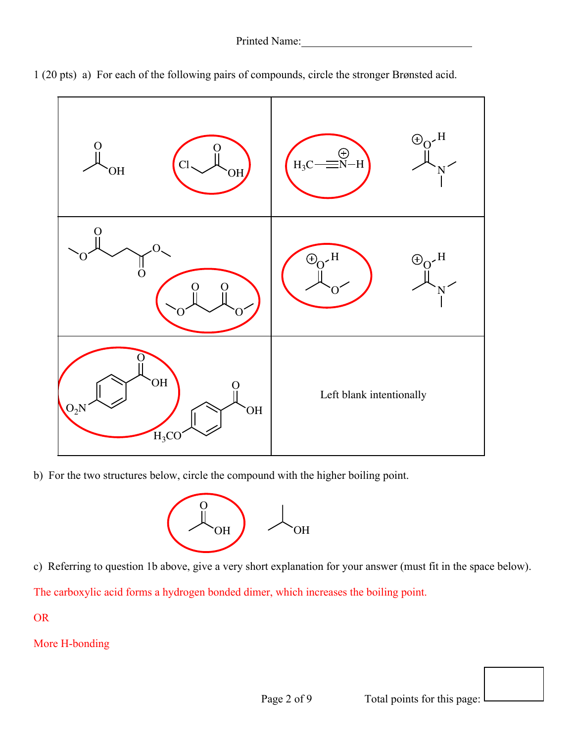Printed Name:_______________________________

1 (20 pts) a) For each of the following pairs of compounds, circle the stronger Brønsted acid.

| | |
|---|---|
| $CH_3COOH$ / $ClCH_2COOH$ (circled) | $H_3C-C\equiv N^+-H$ (circled) / protonated N,N-dimethylacetamide |
| dimethyl succinate / dimethyl malonate (circled) | protonated methyl acetate (circled) / protonated N,N-dimethylacetamide |
| $O_2N$-benzoic acid (circled) / $H_3CO$-benzoic acid | Left blank intentionally |

b) For the two structures below, circle the compound with the higher boiling point.

acetic acid (circled) / isopropanol

c) Referring to question 1b above, give a very short explanation for your answer (must fit in the space below).

The carboxylic acid forms a hydrogen bonded dimer, which increases the boiling point.

OR

More H-bonding

Total points for this page: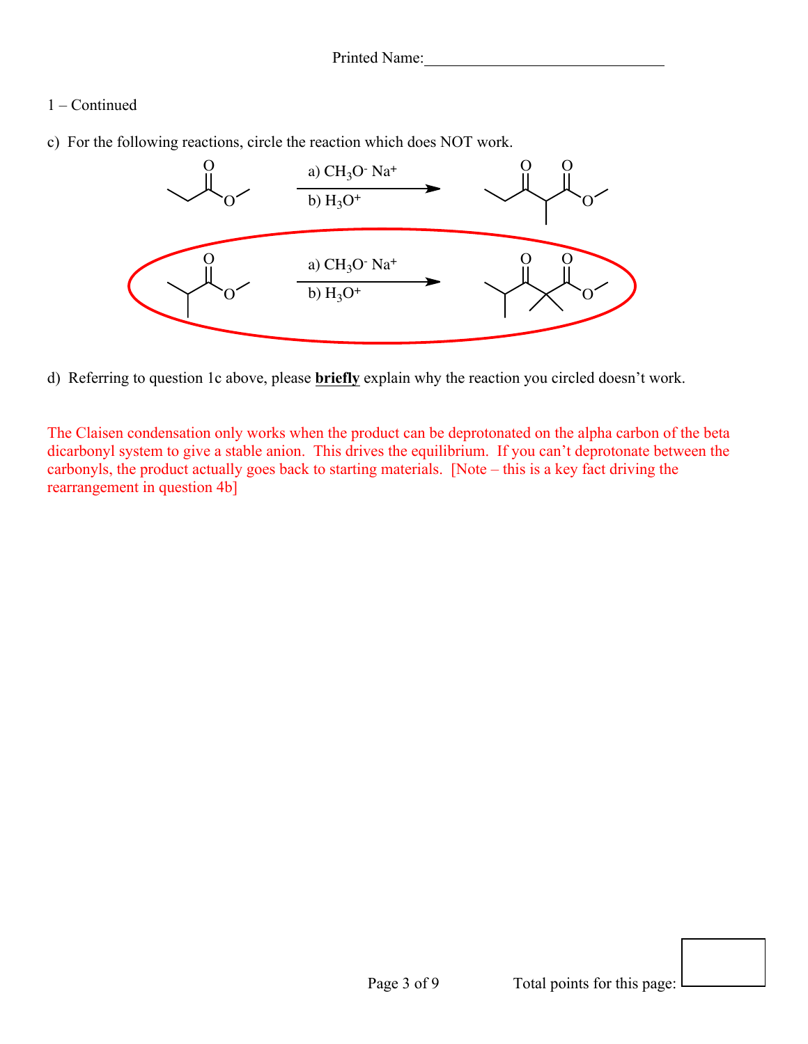Printed Name:______________________________

1 – Continued

c) For the following reactions, circle the reaction which does NOT work.

a) $CH_3O^-$ $Na^+$

b) $H_3O^+$

a) $CH_3O^-$ $Na^+$

b) $H_3O^+$

d) Referring to question 1c above, please **briefly** explain why the reaction you circled doesn't work.

The Claisen condensation only works when the product can be deprotonated on the alpha carbon of the beta dicarbonyl system to give a stable anion. This drives the equilibrium. If you can't deprotonate between the carbonyls, the product actually goes back to starting materials. [Note – this is a key fact driving the rearrangement in question 4b]

Total points for this page: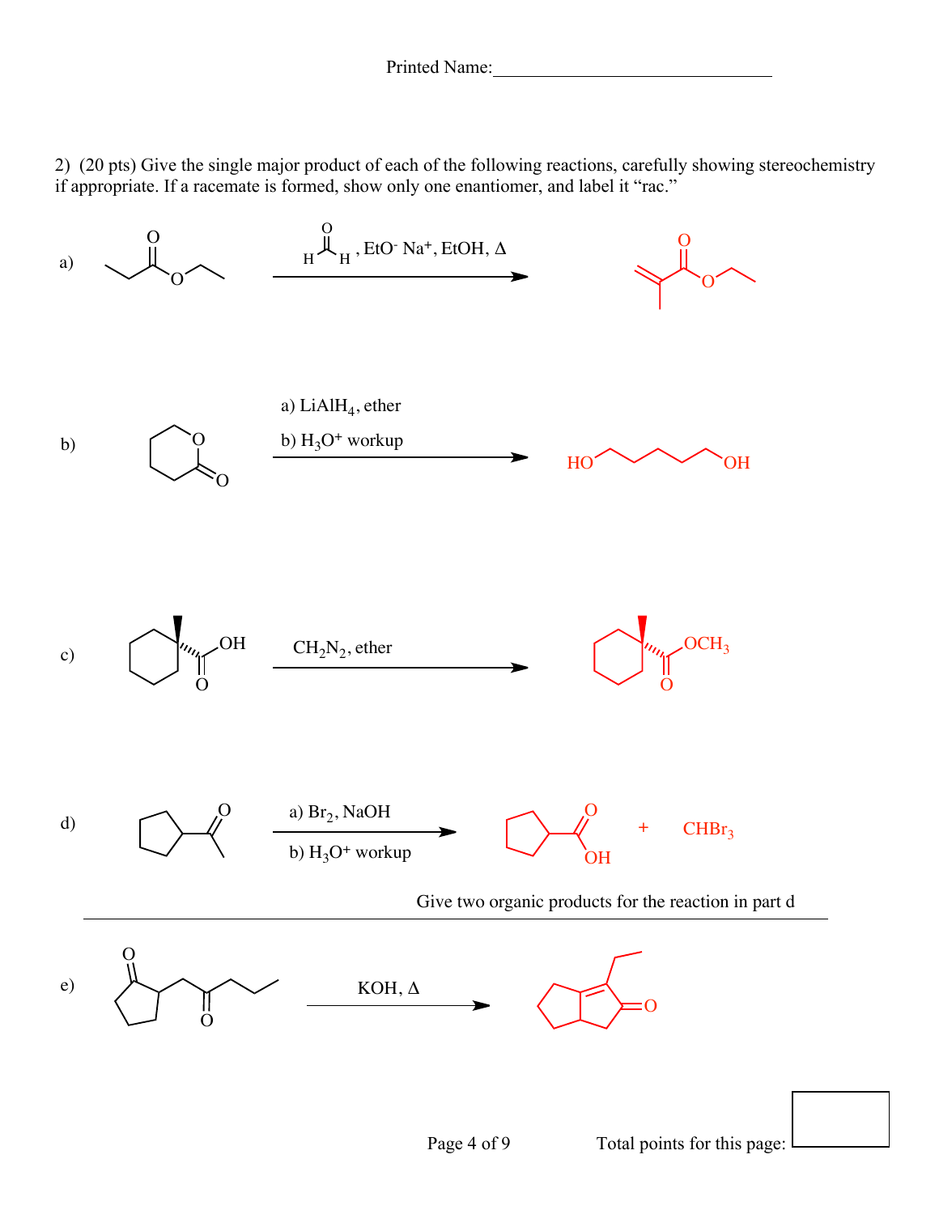Printed Name:_______________________________

2) (20 pts) Give the single major product of each of the following reactions, carefully showing stereochemistry if appropriate. If a racemate is formed, show only one enantiomer, and label it "rac."

a) (reagents: $HCHO$, $EtO^-$ $Na^+$, EtOH, Δ)

b) a) $LiAlH_4$, ether
b) $H_3O^+$ workup

HO OH

c) $CH_2N_2$, ether

OH O OCH$_3$ O

d) a) $Br_2$, NaOH
b) $H_3O^+$ workup

O OH + $CHBr_3$

Give two organic products for the reaction in part d

e) KOH, Δ

Total points for this page: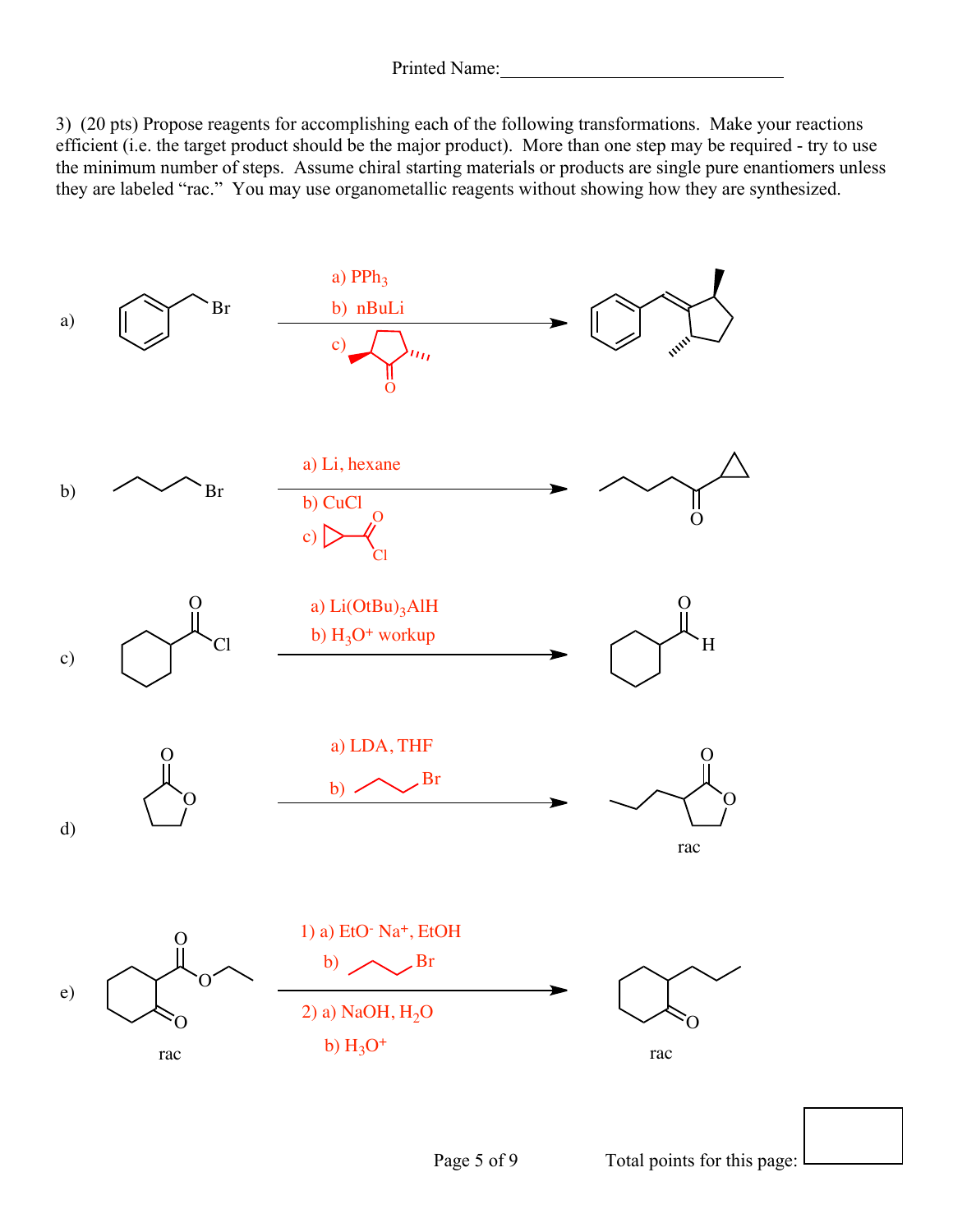Printed Name:_______________________________

3) (20 pts) Propose reagents for accomplishing each of the following transformations. Make your reactions efficient (i.e. the target product should be the major product). More than one step may be required - try to use the minimum number of steps. Assume chiral starting materials or products are single pure enantiomers unless they are labeled "rac." You may use organometallic reagents without showing how they are synthesized.

a)

a) $PPh_3$

b) nBuLi

c)

b)

a) Li, hexane

b) CuCl

c)

c)

a) $Li(OtBu)_3AlH$

b) $H_3O^+$ workup

d)

a) LDA, THF

b)

rac

e)

rac

1) a) $EtO^- Na^+$, EtOH

b)

2) a) NaOH, $H_2O$

b) $H_3O^+$

rac

Total points for this page: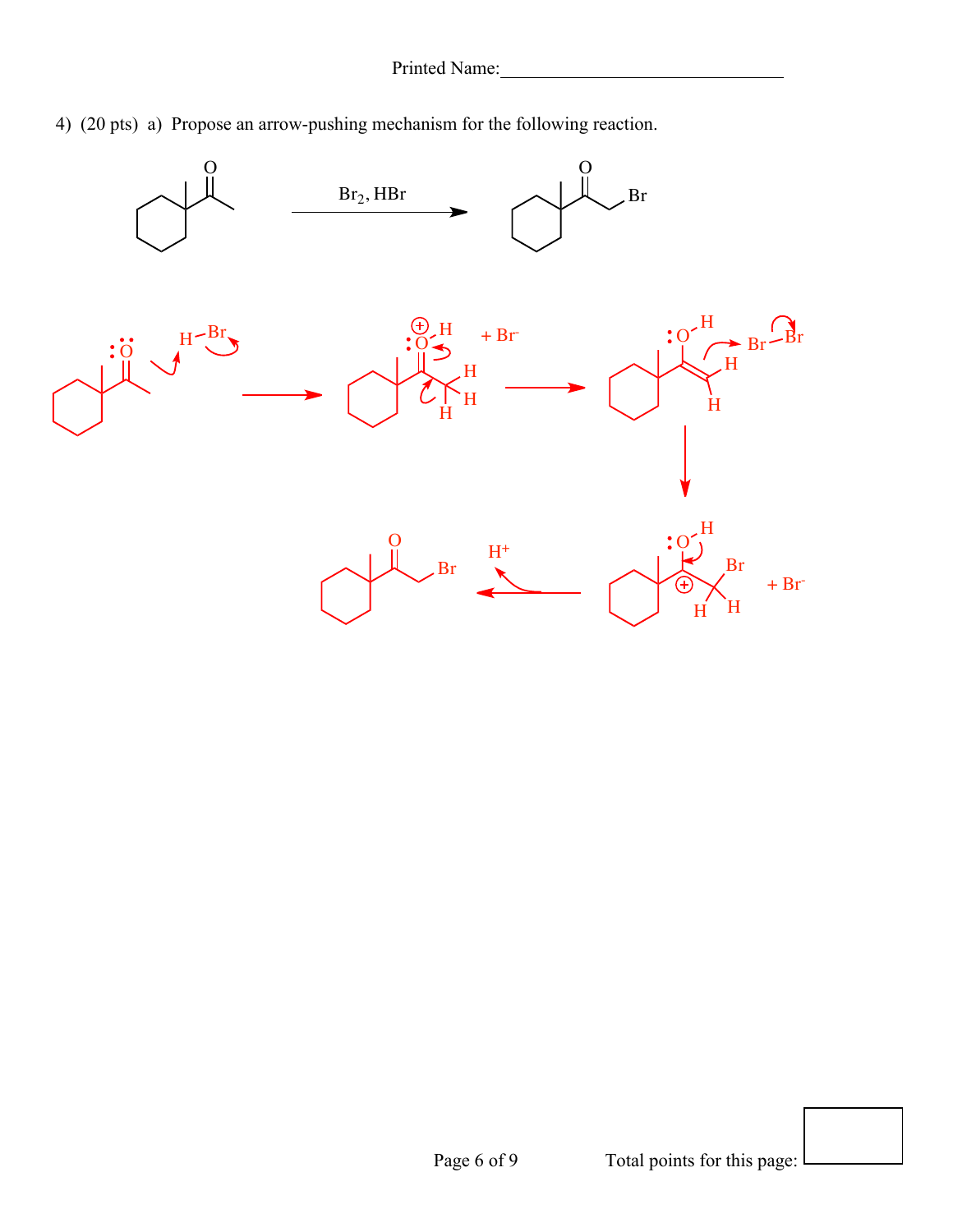Printed Name:_______________________________

4) (20 pts) a) Propose an arrow-pushing mechanism for the following reaction.

$Br_2$, HBr

Br

H–Br

+ $Br^-$

H

H

H

H

Br–Br

H

H

$H^+$

Br

Br

H

H

+ $Br^-$

Total points for this page: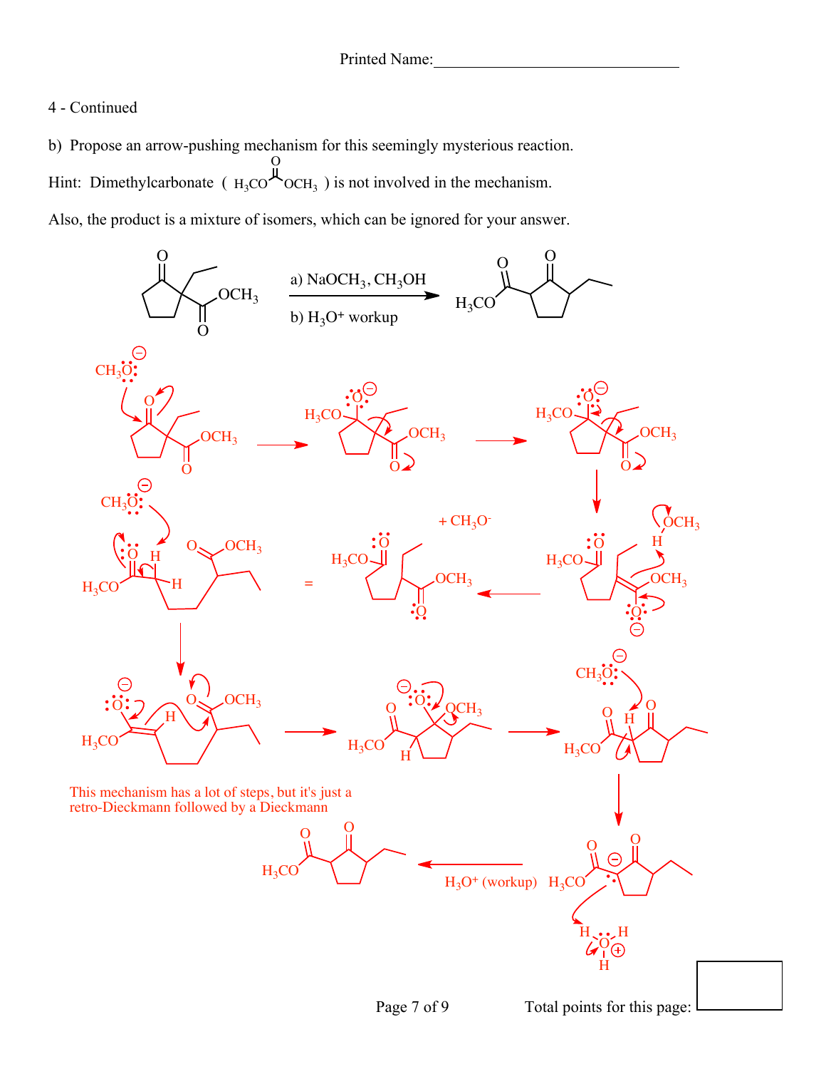Printed Name:_______________________________

4 - Continued

b) Propose an arrow-pushing mechanism for this seemingly mysterious reaction.

Hint: Dimethylcarbonate ( $H_3CO(C{=}O)OCH_3$ ) is not involved in the mechanism.

Also, the product is a mixture of isomers, which can be ignored for your answer.

a) $NaOCH_3$, $CH_3OH$

b) $H_3O^+$ workup

$+ CH_3O^-$

This mechanism has a lot of steps, but it's just a retro-Dieckmann followed by a Dieckmann

$H_3O^+$ (workup)

Total points for this page: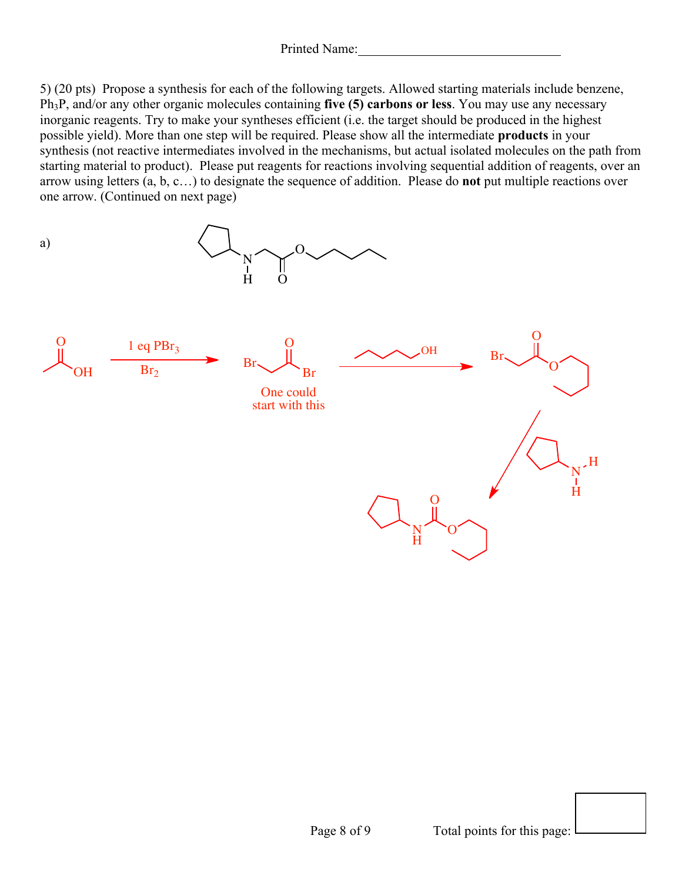Printed Name:______________________________

5) (20 pts) Propose a synthesis for each of the following targets. Allowed starting materials include benzene, $Ph_3P$, and/or any other organic molecules containing **five (5) carbons or less**. You may use any necessary inorganic reagents. Try to make your syntheses efficient (i.e. the target should be produced in the highest possible yield). More than one step will be required. Please show all the intermediate **products** in your synthesis (not reactive intermediates involved in the mechanisms, but actual isolated molecules on the path from starting material to product). Please put reagents for reactions involving sequential addition of reagents, over an arrow using letters (a, b, c…) to designate the sequence of addition. Please do **not** put multiple reactions over one arrow. (Continued on next page)

a)

1 eq $PBr_3$

$Br_2$

One could start with this

OH

Br

Br

O

O

N

H

H

H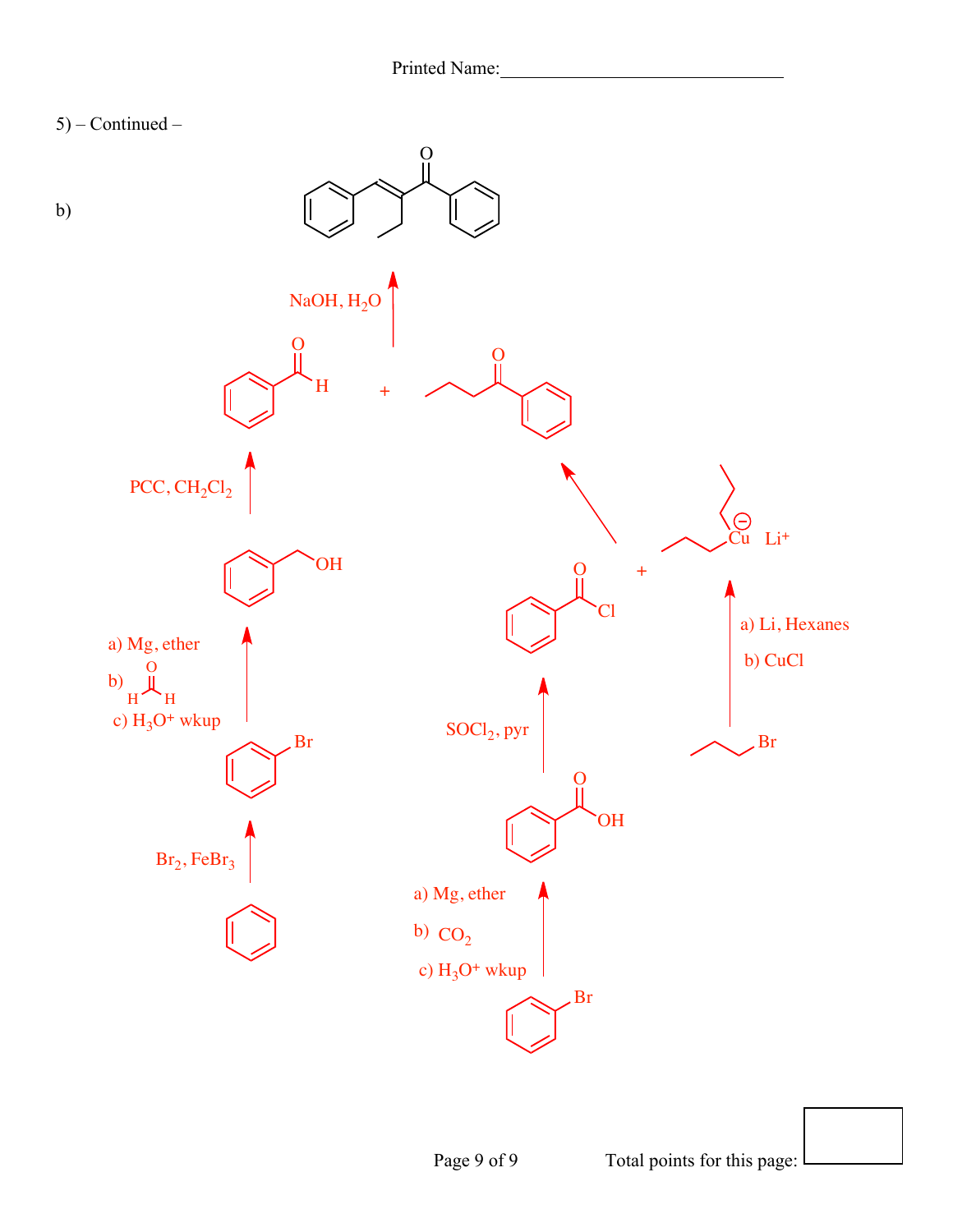Printed Name:_______________________________

5) – Continued –

b)

NaOH, $H_2O$

PCC, $CH_2Cl_2$

a) Mg, ether

b) H₂C=O

c) $H_3O^+$ wkup

$Br_2$, $FeBr_3$

a) Li, Hexanes

b) CuCl

$SOCl_2$, pyr

a) Mg, ether

b) $CO_2$

c) $H_3O^+$ wkup

Total points for this page: